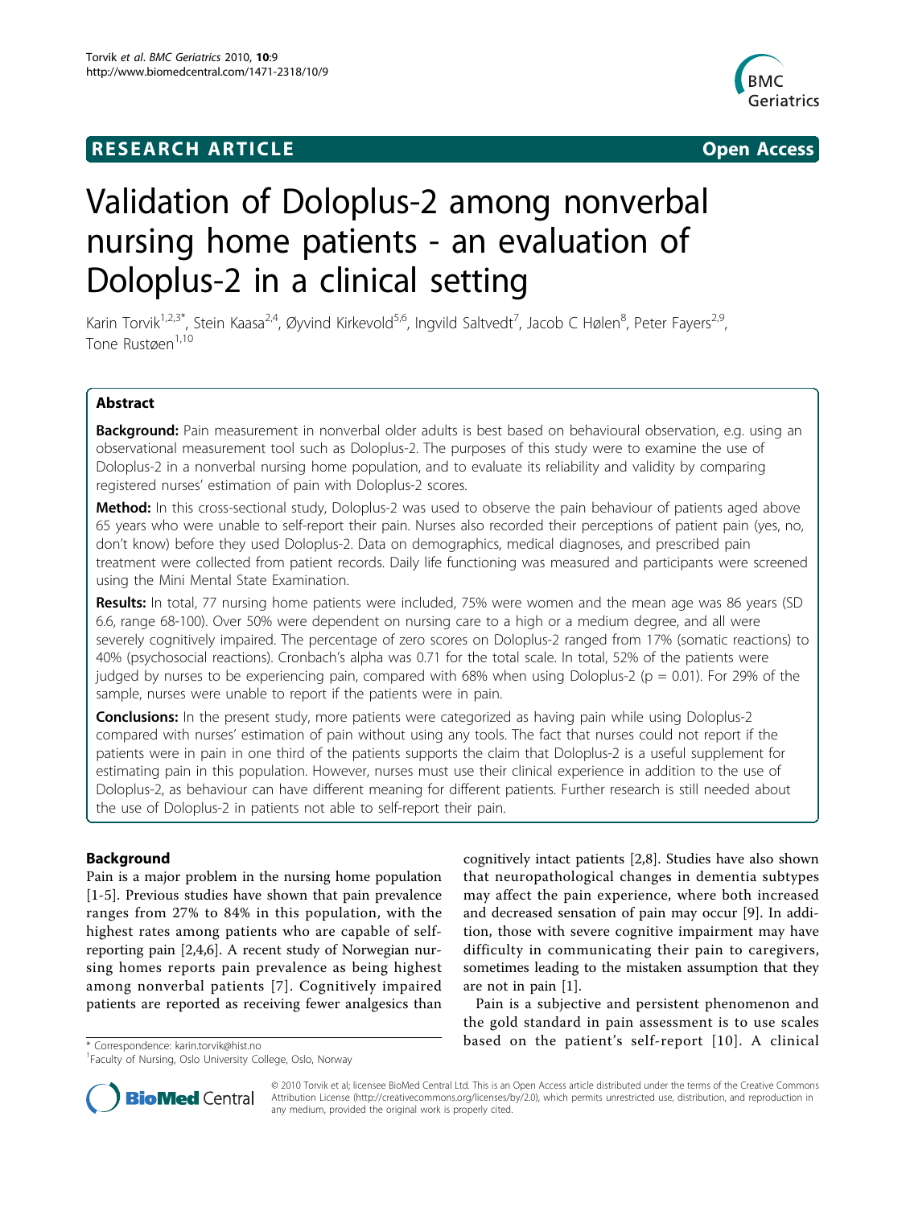RESEARCH ARTICLE Open Access

# Validation of Doloplus-2 among nonverbal nursing home patients - an evaluation of Doloplus-2 in a clinical setting

Karin Torvik[1,2,3*], Stein Kaasa[2,4], Øyvind Kirkevold[5,6], Ingvild Saltvedt[7], Jacob C Hølen[8], Peter Fayers[2,9], Tone Rustøen[1,10]

## Abstract

**Background:** Pain measurement in nonverbal older adults is best based on behavioural observation, e.g. using an observational measurement tool such as Doloplus-2. The purposes of this study were to examine the use of Doloplus-2 in a nonverbal nursing home population, and to evaluate its reliability and validity by comparing registered nurses' estimation of pain with Doloplus-2 scores.

**Method:** In this cross-sectional study, Doloplus-2 was used to observe the pain behaviour of patients aged above 65 years who were unable to self-report their pain. Nurses also recorded their perceptions of patient pain (yes, no, don't know) before they used Doloplus-2. Data on demographics, medical diagnoses, and prescribed pain treatment were collected from patient records. Daily life functioning was measured and participants were screened using the Mini Mental State Examination.

**Results:** In total, 77 nursing home patients were included, 75% were women and the mean age was 86 years (SD 6.6, range 68-100). Over 50% were dependent on nursing care to a high or a medium degree, and all were severely cognitively impaired. The percentage of zero scores on Doloplus-2 ranged from 17% (somatic reactions) to 40% (psychosocial reactions). Cronbach's alpha was 0.71 for the total scale. In total, 52% of the patients were judged by nurses to be experiencing pain, compared with 68% when using Doloplus-2 ($p = 0.01$). For 29% of the sample, nurses were unable to report if the patients were in pain.

**Conclusions:** In the present study, more patients were categorized as having pain while using Doloplus-2 compared with nurses' estimation of pain without using any tools. The fact that nurses could not report if the patients were in pain in one third of the patients supports the claim that Doloplus-2 is a useful supplement for estimating pain in this population. However, nurses must use their clinical experience in addition to the use of Doloplus-2, as behaviour can have different meaning for different patients. Further research is still needed about the use of Doloplus-2 in patients not able to self-report their pain.

## Background

Pain is a major problem in the nursing home population [1-5]. Previous studies have shown that pain prevalence ranges from 27% to 84% in this population, with the highest rates among patients who are capable of self-reporting pain [2,4,6]. A recent study of Norwegian nursing homes reports pain prevalence as being highest among nonverbal patients [7]. Cognitively impaired patients are reported as receiving fewer analgesics than cognitively intact patients [2,8]. Studies have also shown that neuropathological changes in dementia subtypes may affect the pain experience, where both increased and decreased sensation of pain may occur [9]. In addition, those with severe cognitive impairment may have difficulty in communicating their pain to caregivers, sometimes leading to the mistaken assumption that they are not in pain [1].

Pain is a subjective and persistent phenomenon and the gold standard in pain assessment is to use scales based on the patient's self-report [10]. A clinical

\* Correspondence: karin.torvik@hist.no

[1]Faculty of Nursing, Oslo University College, Oslo, Norway

© 2010 Torvik et al; licensee BioMed Central Ltd. This is an Open Access article distributed under the terms of the Creative Commons Attribution License (http://creativecommons.org/licenses/by/2.0), which permits unrestricted use, distribution, and reproduction in any medium, provided the original work is properly cited.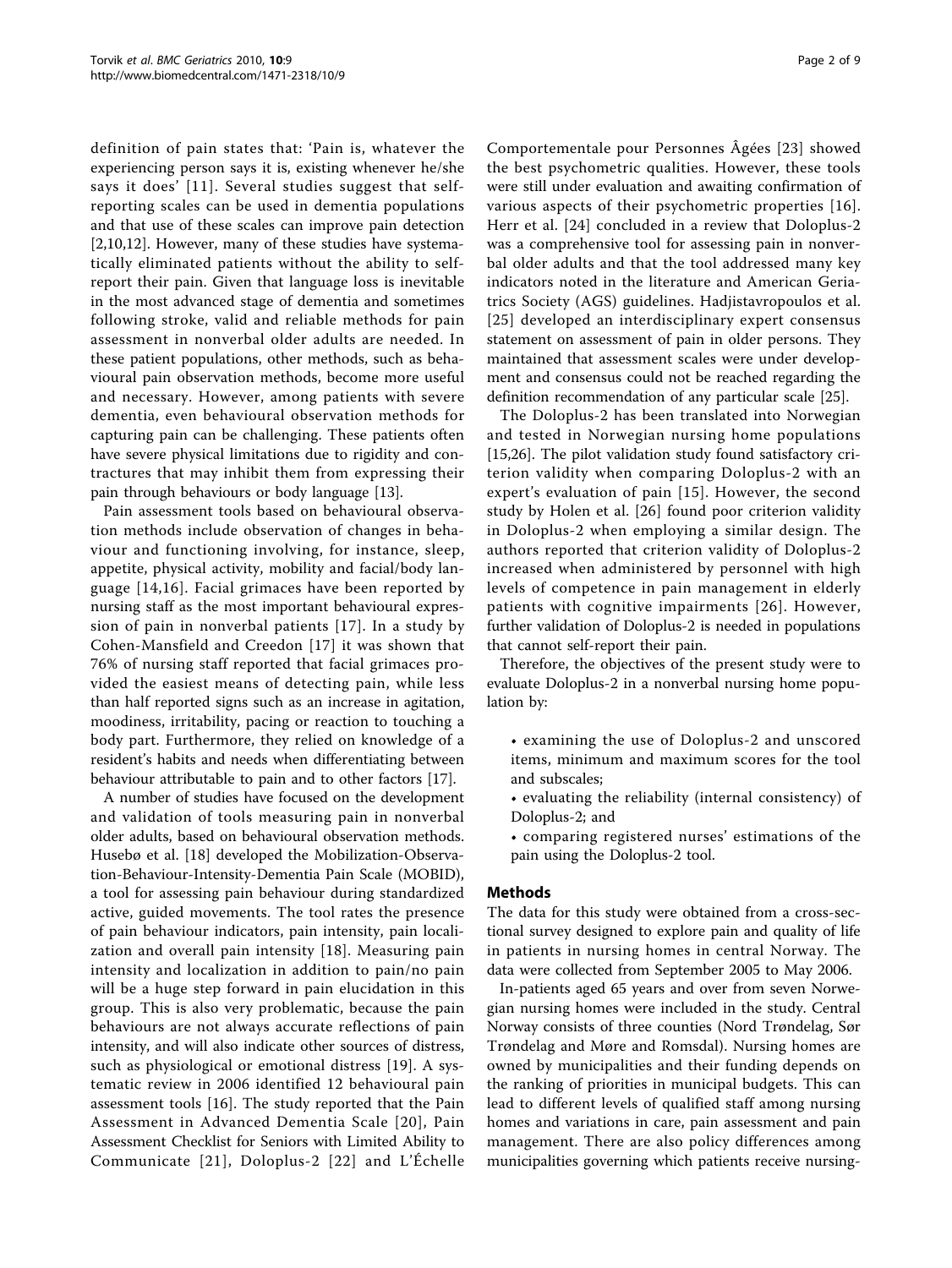definition of pain states that: 'Pain is, whatever the experiencing person says it is, existing whenever he/she says it does' [11]. Several studies suggest that self-reporting scales can be used in dementia populations and that use of these scales can improve pain detection [2,10,12]. However, many of these studies have systematically eliminated patients without the ability to self-report their pain. Given that language loss is inevitable in the most advanced stage of dementia and sometimes following stroke, valid and reliable methods for pain assessment in nonverbal older adults are needed. In these patient populations, other methods, such as behavioural pain observation methods, become more useful and necessary. However, among patients with severe dementia, even behavioural observation methods for capturing pain can be challenging. These patients often have severe physical limitations due to rigidity and contractures that may inhibit them from expressing their pain through behaviours or body language [13].

Pain assessment tools based on behavioural observation methods include observation of changes in behaviour and functioning involving, for instance, sleep, appetite, physical activity, mobility and facial/body language [14,16]. Facial grimaces have been reported by nursing staff as the most important behavioural expression of pain in nonverbal patients [17]. In a study by Cohen-Mansfield and Creedon [17] it was shown that 76% of nursing staff reported that facial grimaces provided the easiest means of detecting pain, while less than half reported signs such as an increase in agitation, moodiness, irritability, pacing or reaction to touching a body part. Furthermore, they relied on knowledge of a resident's habits and needs when differentiating between behaviour attributable to pain and to other factors [17].

A number of studies have focused on the development and validation of tools measuring pain in nonverbal older adults, based on behavioural observation methods. Husebø et al. [18] developed the Mobilization-Observation-Behaviour-Intensity-Dementia Pain Scale (MOBID), a tool for assessing pain behaviour during standardized active, guided movements. The tool rates the presence of pain behaviour indicators, pain intensity, pain localization and overall pain intensity [18]. Measuring pain intensity and localization in addition to pain/no pain will be a huge step forward in pain elucidation in this group. This is also very problematic, because the pain behaviours are not always accurate reflections of pain intensity, and will also indicate other sources of distress, such as physiological or emotional distress [19]. A systematic review in 2006 identified 12 behavioural pain assessment tools [16]. The study reported that the Pain Assessment in Advanced Dementia Scale [20], Pain Assessment Checklist for Seniors with Limited Ability to Communicate [21], Doloplus-2 [22] and L'Échelle Comportementale pour Personnes Âgées [23] showed the best psychometric qualities. However, these tools were still under evaluation and awaiting confirmation of various aspects of their psychometric properties [16]. Herr et al. [24] concluded in a review that Doloplus-2 was a comprehensive tool for assessing pain in nonverbal older adults and that the tool addressed many key indicators noted in the literature and American Geriatrics Society (AGS) guidelines. Hadjistavropoulos et al. [25] developed an interdisciplinary expert consensus statement on assessment of pain in older persons. They maintained that assessment scales were under development and consensus could not be reached regarding the definition recommendation of any particular scale [25].

The Doloplus-2 has been translated into Norwegian and tested in Norwegian nursing home populations [15,26]. The pilot validation study found satisfactory criterion validity when comparing Doloplus-2 with an expert's evaluation of pain [15]. However, the second study by Holen et al. [26] found poor criterion validity in Doloplus-2 when employing a similar design. The authors reported that criterion validity of Doloplus-2 increased when administered by personnel with high levels of competence in pain management in elderly patients with cognitive impairments [26]. However, further validation of Doloplus-2 is needed in populations that cannot self-report their pain.

Therefore, the objectives of the present study were to evaluate Doloplus-2 in a nonverbal nursing home population by:

- examining the use of Doloplus-2 and unscored items, minimum and maximum scores for the tool and subscales;
- evaluating the reliability (internal consistency) of Doloplus-2; and
- comparing registered nurses' estimations of the pain using the Doloplus-2 tool.

## Methods

The data for this study were obtained from a cross-sectional survey designed to explore pain and quality of life in patients in nursing homes in central Norway. The data were collected from September 2005 to May 2006.

In-patients aged 65 years and over from seven Norwegian nursing homes were included in the study. Central Norway consists of three counties (Nord Trøndelag, Sør Trøndelag and Møre and Romsdal). Nursing homes are owned by municipalities and their funding depends on the ranking of priorities in municipal budgets. This can lead to different levels of qualified staff among nursing homes and variations in care, pain assessment and pain management. There are also policy differences among municipalities governing which patients receive nursing-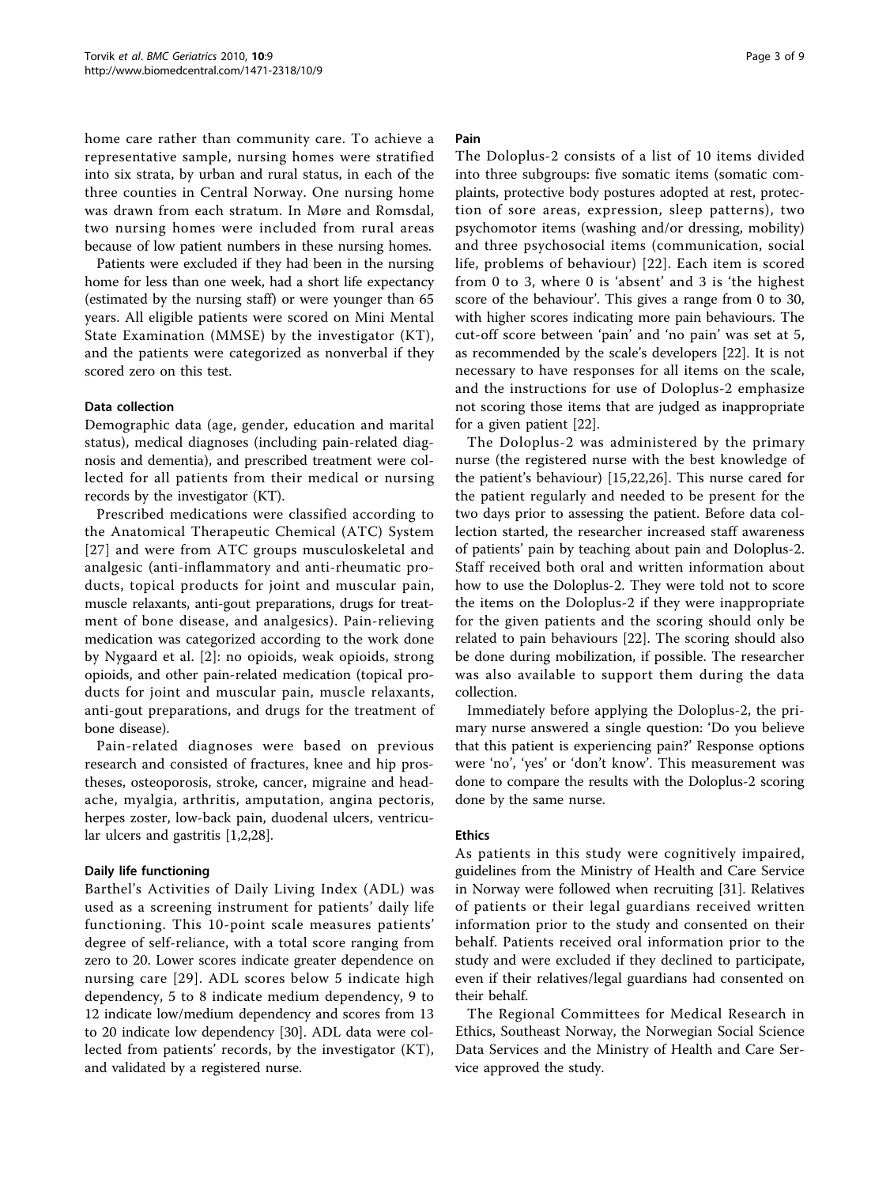home care rather than community care. To achieve a representative sample, nursing homes were stratified into six strata, by urban and rural status, in each of the three counties in Central Norway. One nursing home was drawn from each stratum. In Møre and Romsdal, two nursing homes were included from rural areas because of low patient numbers in these nursing homes.

Patients were excluded if they had been in the nursing home for less than one week, had a short life expectancy (estimated by the nursing staff) or were younger than 65 years. All eligible patients were scored on Mini Mental State Examination (MMSE) by the investigator (KT), and the patients were categorized as nonverbal if they scored zero on this test.

### Data collection

Demographic data (age, gender, education and marital status), medical diagnoses (including pain-related diagnosis and dementia), and prescribed treatment were collected for all patients from their medical or nursing records by the investigator (KT).

Prescribed medications were classified according to the Anatomical Therapeutic Chemical (ATC) System [27] and were from ATC groups musculoskeletal and analgesic (anti-inflammatory and anti-rheumatic products, topical products for joint and muscular pain, muscle relaxants, anti-gout preparations, drugs for treatment of bone disease, and analgesics). Pain-relieving medication was categorized according to the work done by Nygaard et al. [2]: no opioids, weak opioids, strong opioids, and other pain-related medication (topical products for joint and muscular pain, muscle relaxants, anti-gout preparations, and drugs for the treatment of bone disease).

Pain-related diagnoses were based on previous research and consisted of fractures, knee and hip prostheses, osteoporosis, stroke, cancer, migraine and headache, myalgia, arthritis, amputation, angina pectoris, herpes zoster, low-back pain, duodenal ulcers, ventricular ulcers and gastritis [1,2,28].

### Daily life functioning

Barthel's Activities of Daily Living Index (ADL) was used as a screening instrument for patients' daily life functioning. This 10-point scale measures patients' degree of self-reliance, with a total score ranging from zero to 20. Lower scores indicate greater dependence on nursing care [29]. ADL scores below 5 indicate high dependency, 5 to 8 indicate medium dependency, 9 to 12 indicate low/medium dependency and scores from 13 to 20 indicate low dependency [30]. ADL data were collected from patients' records, by the investigator (KT), and validated by a registered nurse.

### Pain

The Doloplus-2 consists of a list of 10 items divided into three subgroups: five somatic items (somatic complaints, protective body postures adopted at rest, protection of sore areas, expression, sleep patterns), two psychomotor items (washing and/or dressing, mobility) and three psychosocial items (communication, social life, problems of behaviour) [22]. Each item is scored from 0 to 3, where 0 is 'absent' and 3 is 'the highest score of the behaviour'. This gives a range from 0 to 30, with higher scores indicating more pain behaviours. The cut-off score between 'pain' and 'no pain' was set at 5, as recommended by the scale's developers [22]. It is not necessary to have responses for all items on the scale, and the instructions for use of Doloplus-2 emphasize not scoring those items that are judged as inappropriate for a given patient [22].

The Doloplus-2 was administered by the primary nurse (the registered nurse with the best knowledge of the patient's behaviour) [15,22,26]. This nurse cared for the patient regularly and needed to be present for the two days prior to assessing the patient. Before data collection started, the researcher increased staff awareness of patients' pain by teaching about pain and Doloplus-2. Staff received both oral and written information about how to use the Doloplus-2. They were told not to score the items on the Doloplus-2 if they were inappropriate for the given patients and the scoring should only be related to pain behaviours [22]. The scoring should also be done during mobilization, if possible. The researcher was also available to support them during the data collection.

Immediately before applying the Doloplus-2, the primary nurse answered a single question: 'Do you believe that this patient is experiencing pain?' Response options were 'no', 'yes' or 'don't know'. This measurement was done to compare the results with the Doloplus-2 scoring done by the same nurse.

### Ethics

As patients in this study were cognitively impaired, guidelines from the Ministry of Health and Care Service in Norway were followed when recruiting [31]. Relatives of patients or their legal guardians received written information prior to the study and consented on their behalf. Patients received oral information prior to the study and were excluded if they declined to participate, even if their relatives/legal guardians had consented on their behalf.

The Regional Committees for Medical Research in Ethics, Southeast Norway, the Norwegian Social Science Data Services and the Ministry of Health and Care Service approved the study.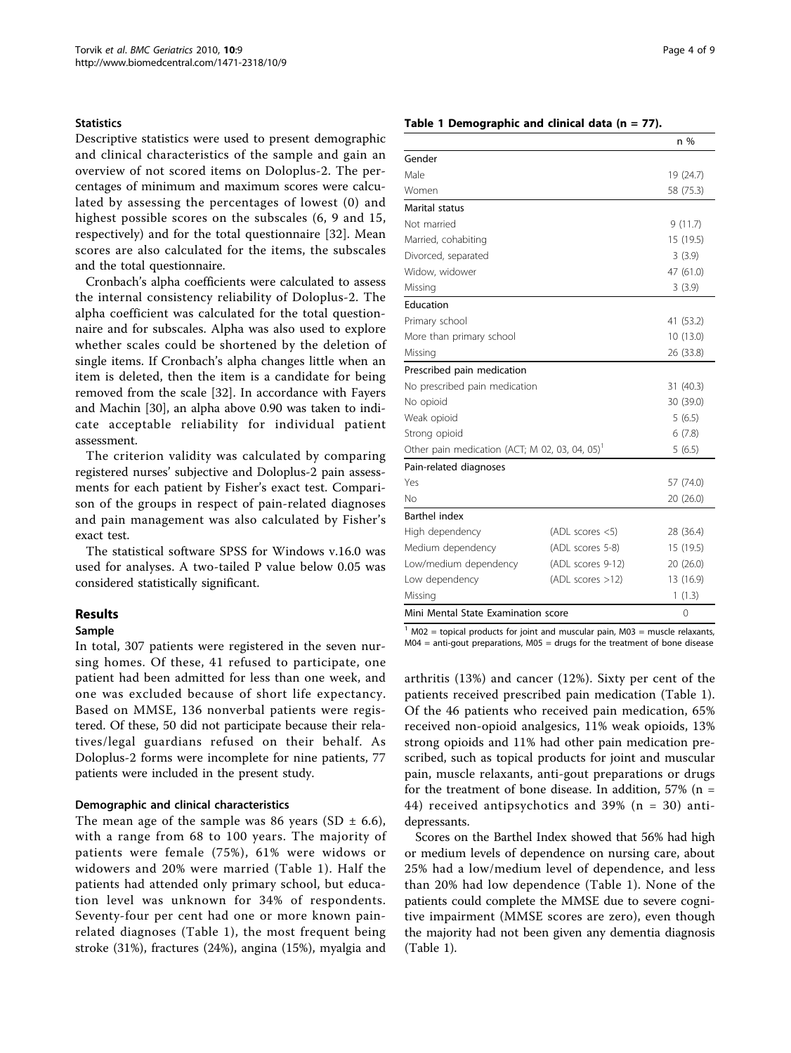### Statistics

Descriptive statistics were used to present demographic and clinical characteristics of the sample and gain an overview of not scored items on Doloplus-2. The percentages of minimum and maximum scores were calculated by assessing the percentages of lowest (0) and highest possible scores on the subscales (6, 9 and 15, respectively) and for the total questionnaire [32]. Mean scores are also calculated for the items, the subscales and the total questionnaire.

Cronbach's alpha coefficients were calculated to assess the internal consistency reliability of Doloplus-2. The alpha coefficient was calculated for the total questionnaire and for subscales. Alpha was also used to explore whether scales could be shortened by the deletion of single items. If Cronbach's alpha changes little when an item is deleted, then the item is a candidate for being removed from the scale [32]. In accordance with Fayers and Machin [30], an alpha above 0.90 was taken to indicate acceptable reliability for individual patient assessment.

The criterion validity was calculated by comparing registered nurses' subjective and Doloplus-2 pain assessments for each patient by Fisher's exact test. Comparison of the groups in respect of pain-related diagnoses and pain management was also calculated by Fisher's exact test.

The statistical software SPSS for Windows v.16.0 was used for analyses. A two-tailed P value below 0.05 was considered statistically significant.

## Results

### Sample

In total, 307 patients were registered in the seven nursing homes. Of these, 41 refused to participate, one patient had been admitted for less than one week, and one was excluded because of short life expectancy. Based on MMSE, 136 nonverbal patients were registered. Of these, 50 did not participate because their relatives/legal guardians refused on their behalf. As Doloplus-2 forms were incomplete for nine patients, 77 patients were included in the present study.

### Demographic and clinical characteristics

The mean age of the sample was 86 years (SD ± 6.6), with a range from 68 to 100 years. The majority of patients were female (75%), 61% were widows or widowers and 20% were married (Table 1). Half the patients had attended only primary school, but education level was unknown for 34% of respondents. Seventy-four per cent had one or more known pain-related diagnoses (Table 1), the most frequent being stroke (31%), fractures (24%), angina (15%), myalgia and arthritis (13%) and cancer (12%). Sixty per cent of the patients received prescribed pain medication (Table 1). Of the 46 patients who received pain medication, 65% received non-opioid analgesics, 11% weak opioids, 13% strong opioids and 11% had other pain medication prescribed, such as topical products for joint and muscular pain, muscle relaxants, anti-gout preparations or drugs for the treatment of bone disease. In addition, 57% (n = 44) received antipsychotics and 39% (n = 30) antidepressants.

Scores on the Barthel Index showed that 56% had high or medium levels of dependence on nursing care, about 25% had a low/medium level of dependence, and less than 20% had low dependence (Table 1). None of the patients could complete the MMSE due to severe cognitive impairment (MMSE scores are zero), even though the majority had not been given any dementia diagnosis (Table 1).

**Table 1 Demographic and clinical data (n = 77).**

| | | n % |
|---|---|---|
| **Gender** | | |
| Male | | 19 (24.7) |
| Women | | 58 (75.3) |
| **Marital status** | | |
| Not married | | 9 (11.7) |
| Married, cohabiting | | 15 (19.5) |
| Divorced, separated | | 3 (3.9) |
| Widow, widower | | 47 (61.0) |
| Missing | | 3 (3.9) |
| **Education** | | |
| Primary school | | 41 (53.2) |
| More than primary school | | 10 (13.0) |
| Missing | | 26 (33.8) |
| **Prescribed pain medication** | | |
| No prescribed pain medication | | 31 (40.3) |
| No opioid | | 30 (39.0) |
| Weak opioid | | 5 (6.5) |
| Strong opioid | | 6 (7.8) |
| Other pain medication (ACT; M 02, 03, 04, 05)[1] | | 5 (6.5) |
| **Pain-related diagnoses** | | |
| Yes | | 57 (74.0) |
| No | | 20 (26.0) |
| **Barthel index** | | |
| High dependency | (ADL scores <5) | 28 (36.4) |
| Medium dependency | (ADL scores 5-8) | 15 (19.5) |
| Low/medium dependency | (ADL scores 9-12) | 20 (26.0) |
| Low dependency | (ADL scores >12) | 13 (16.9) |
| Missing | | 1 (1.3) |
| **Mini Mental State Examination score** | | 0 |

[1] M02 = topical products for joint and muscular pain, M03 = muscle relaxants, M04 = anti-gout preparations, M05 = drugs for the treatment of bone disease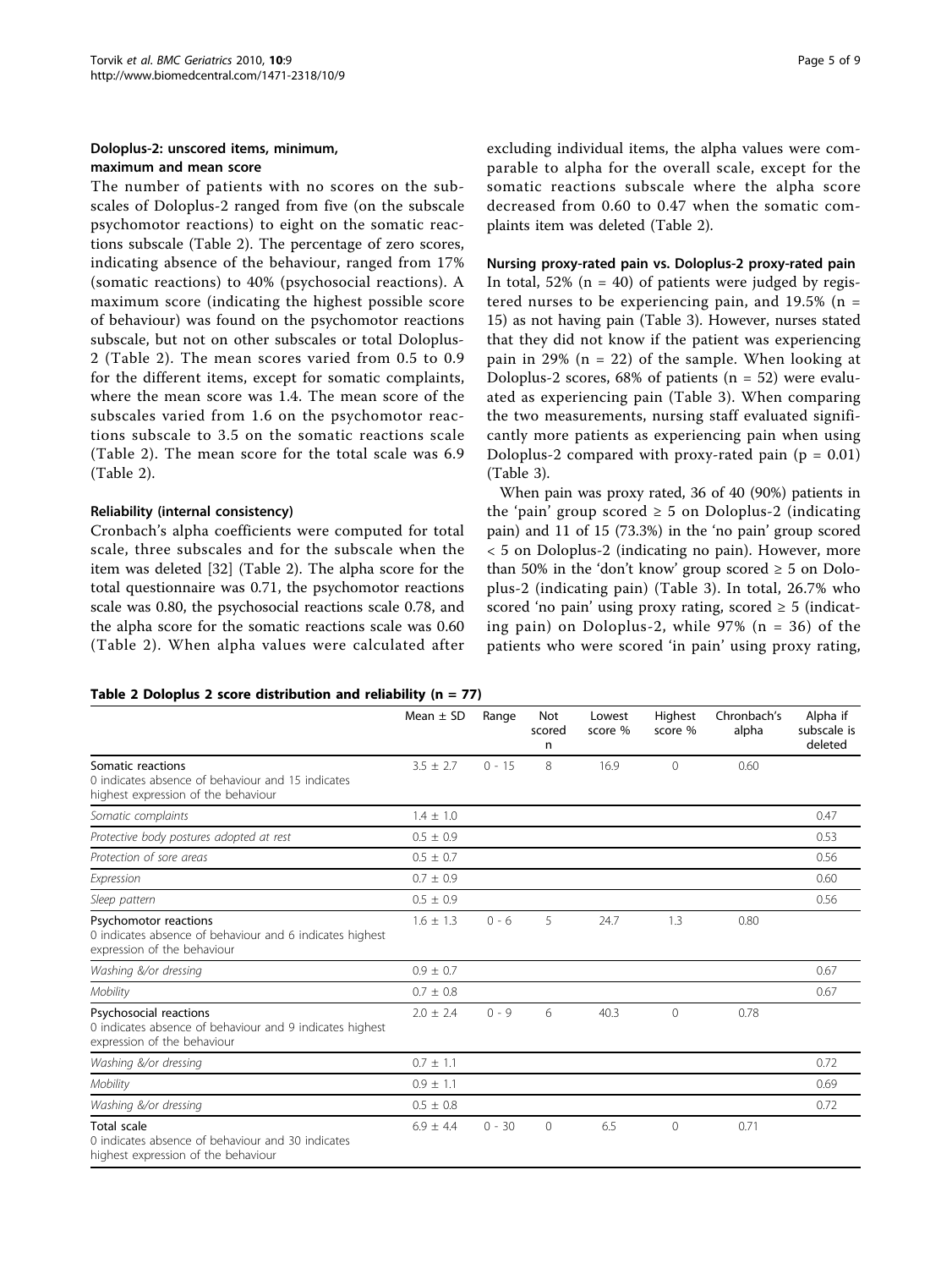#### Doloplus-2: unscored items, minimum, maximum and mean score

The number of patients with no scores on the subscales of Doloplus-2 ranged from five (on the subscale psychomotor reactions) to eight on the somatic reactions subscale (Table 2). The percentage of zero scores, indicating absence of the behaviour, ranged from 17% (somatic reactions) to 40% (psychosocial reactions). A maximum score (indicating the highest possible score of behaviour) was found on the psychomotor reactions subscale, but not on other subscales or total Doloplus-2 (Table 2). The mean scores varied from 0.5 to 0.9 for the different items, except for somatic complaints, where the mean score was 1.4. The mean score of the subscales varied from 1.6 on the psychomotor reactions subscale to 3.5 on the somatic reactions scale (Table 2). The mean score for the total scale was 6.9 (Table 2).

#### Reliability (internal consistency)

Cronbach's alpha coefficients were computed for total scale, three subscales and for the subscale when the item was deleted [32] (Table 2). The alpha score for the total questionnaire was 0.71, the psychomotor reactions scale was 0.80, the psychosocial reactions scale 0.78, and the alpha score for the somatic reactions scale was 0.60 (Table 2). When alpha values were calculated after excluding individual items, the alpha values were comparable to alpha for the overall scale, except for the somatic reactions subscale where the alpha score decreased from 0.60 to 0.47 when the somatic complaints item was deleted (Table 2).

#### Nursing proxy-rated pain vs. Doloplus-2 proxy-rated pain

In total, 52% (n = 40) of patients were judged by registered nurses to be experiencing pain, and 19.5% (n = 15) as not having pain (Table 3). However, nurses stated that they did not know if the patient was experiencing pain in 29% (n = 22) of the sample. When looking at Doloplus-2 scores, 68% of patients (n = 52) were evaluated as experiencing pain (Table 3). When comparing the two measurements, nursing staff evaluated significantly more patients as experiencing pain when using Doloplus-2 compared with proxy-rated pain ($p = 0.01$) (Table 3).

When pain was proxy rated, 36 of 40 (90%) patients in the 'pain' group scored ≥ 5 on Doloplus-2 (indicating pain) and 11 of 15 (73.3%) in the 'no pain' group scored < 5 on Doloplus-2 (indicating no pain). However, more than 50% in the 'don't know' group scored ≥ 5 on Doloplus-2 (indicating pain) (Table 3). In total, 26.7% who scored 'no pain' using proxy rating, scored ≥ 5 (indicating pain) on Doloplus-2, while 97% (n = 36) of the patients who were scored 'in pain' using proxy rating,

**Table 2 Doloplus 2 score distribution and reliability (n = 77)**

| | Mean ± SD | Range | Not scored n | Lowest score % | Highest score % | Chronbach's alpha | Alpha if subscale is deleted |
|---|---|---|---|---|---|---|---|
| Somatic reactions<br>0 indicates absence of behaviour and 15 indicates highest expression of the behaviour | 3.5 ± 2.7 | 0 - 15 | 8 | 16.9 | 0 | 0.60 | |
| *Somatic complaints* | 1.4 ± 1.0 | | | | | | 0.47 |
| *Protective body postures adopted at rest* | 0.5 ± 0.9 | | | | | | 0.53 |
| *Protection of sore areas* | 0.5 ± 0.7 | | | | | | 0.56 |
| *Expression* | 0.7 ± 0.9 | | | | | | 0.60 |
| *Sleep pattern* | 0.5 ± 0.9 | | | | | | 0.56 |
| Psychomotor reactions<br>0 indicates absence of behaviour and 6 indicates highest expression of the behaviour | 1.6 ± 1.3 | 0 - 6 | 5 | 24.7 | 1.3 | 0.80 | |
| *Washing &/or dressing* | 0.9 ± 0.7 | | | | | | 0.67 |
| *Mobility* | 0.7 ± 0.8 | | | | | | 0.67 |
| Psychosocial reactions<br>0 indicates absence of behaviour and 9 indicates highest expression of the behaviour | 2.0 ± 2.4 | 0 - 9 | 6 | 40.3 | 0 | 0.78 | |
| *Washing &/or dressing* | 0.7 ± 1.1 | | | | | | 0.72 |
| *Mobility* | 0.9 ± 1.1 | | | | | | 0.69 |
| *Washing &/or dressing* | 0.5 ± 0.8 | | | | | | 0.72 |
| Total scale<br>0 indicates absence of behaviour and 30 indicates highest expression of the behaviour | 6.9 ± 4.4 | 0 - 30 | 0 | 6.5 | 0 | 0.71 | |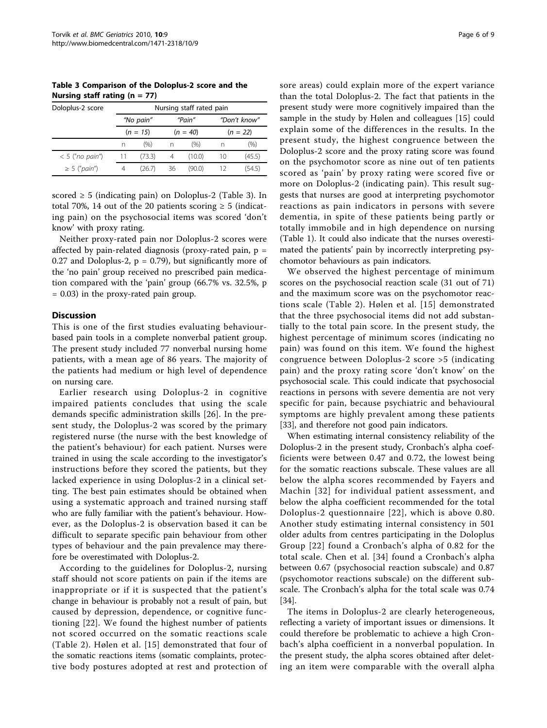**Table 3 Comparison of the Doloplus-2 score and the Nursing staff rating (n = 77)**

| Doloplus-2 score | Nursing staff rated pain | | | | | |
|---|---|---|---|---|---|---|
| | *"No pain"* | | *"Pain"* | | *"Don't know"* | |
| | *(n = 15)* | | *(n = 40)* | | *(n = 22)* | |
| | n | (%) | n | (%) | n | (%) |
| < 5 (*"no pain"*) | 11 | (73.3) | 4 | (10.0) | 10 | (45.5) |
| ≥ 5 (*"pain"*) | 4 | (26.7) | 36 | (90.0) | 12 | (54.5) |

scored ≥ 5 (indicating pain) on Doloplus-2 (Table 3). In total 70%, 14 out of the 20 patients scoring ≥ 5 (indicating pain) on the psychosocial items was scored 'don't know' with proxy rating.

Neither proxy-rated pain nor Doloplus-2 scores were affected by pain-related diagnosis (proxy-rated pain, $p = 0.27$ and Doloplus-2, $p = 0.79$), but significantly more of the 'no pain' group received no prescribed pain medication compared with the 'pain' group (66.7% vs. 32.5%, $p = 0.03$) in the proxy-rated pain group.

## Discussion

This is one of the first studies evaluating behaviour-based pain tools in a complete nonverbal patient group. The present study included 77 nonverbal nursing home patients, with a mean age of 86 years. The majority of the patients had medium or high level of dependence on nursing care.

Earlier research using Doloplus-2 in cognitive impaired patients concludes that using the scale demands specific administration skills [26]. In the present study, the Doloplus-2 was scored by the primary registered nurse (the nurse with the best knowledge of the patient's behaviour) for each patient. Nurses were trained in using the scale according to the investigator's instructions before they scored the patients, but they lacked experience in using Doloplus-2 in a clinical setting. The best pain estimates should be obtained when using a systematic approach and trained nursing staff who are fully familiar with the patient's behaviour. However, as the Doloplus-2 is observation based it can be difficult to separate specific pain behaviour from other types of behaviour and the pain prevalence may therefore be overestimated with Doloplus-2.

According to the guidelines for Doloplus-2, nursing staff should not score patients on pain if the items are inappropriate or if it is suspected that the patient's change in behaviour is probably not a result of pain, but caused by depression, dependence, or cognitive functioning [22]. We found the highest number of patients not scored occurred on the somatic reactions scale (Table 2). Hølen et al. [15] demonstrated that four of the somatic reactions items (somatic complaints, protective body postures adopted at rest and protection of sore areas) could explain more of the expert variance than the total Doloplus-2. The fact that patients in the present study were more cognitively impaired than the sample in the study by Hølen and colleagues [15] could explain some of the differences in the results. In the present study, the highest congruence between the Doloplus-2 score and the proxy rating score was found on the psychomotor score as nine out of ten patients scored as 'pain' by proxy rating were scored five or more on Doloplus-2 (indicating pain). This result suggests that nurses are good at interpreting psychomotor reactions as pain indicators in persons with severe dementia, in spite of these patients being partly or totally immobile and in high dependence on nursing (Table 1). It could also indicate that the nurses overestimated the patients' pain by incorrectly interpreting psychomotor behaviours as pain indicators.

We observed the highest percentage of minimum scores on the psychosocial reaction scale (31 out of 71) and the maximum score was on the psychomotor reactions scale (Table 2). Hølen et al. [15] demonstrated that the three psychosocial items did not add substantially to the total pain score. In the present study, the highest percentage of minimum scores (indicating no pain) was found on this item. We found the highest congruence between Doloplus-2 score >5 (indicating pain) and the proxy rating score 'don't know' on the psychosocial scale. This could indicate that psychosocial reactions in persons with severe dementia are not very specific for pain, because psychiatric and behavioural symptoms are highly prevalent among these patients [33], and therefore not good pain indicators.

When estimating internal consistency reliability of the Doloplus-2 in the present study, Cronbach's alpha coefficients were between 0.47 and 0.72, the lowest being for the somatic reactions subscale. These values are all below the alpha scores recommended by Fayers and Machin [32] for individual patient assessment, and below the alpha coefficient recommended for the total Doloplus-2 questionnaire [22], which is above 0.80. Another study estimating internal consistency in 501 older adults from centres participating in the Doloplus Group [22] found a Cronbach's alpha of 0.82 for the total scale. Chen et al. [34] found a Cronbach's alpha between 0.67 (psychosocial reaction subscale) and 0.87 (psychomotor reactions subscale) on the different subscale. The Cronbach's alpha for the total scale was 0.74 [34].

The items in Doloplus-2 are clearly heterogeneous, reflecting a variety of important issues or dimensions. It could therefore be problematic to achieve a high Cronbach's alpha coefficient in a nonverbal population. In the present study, the alpha scores obtained after deleting an item were comparable with the overall alpha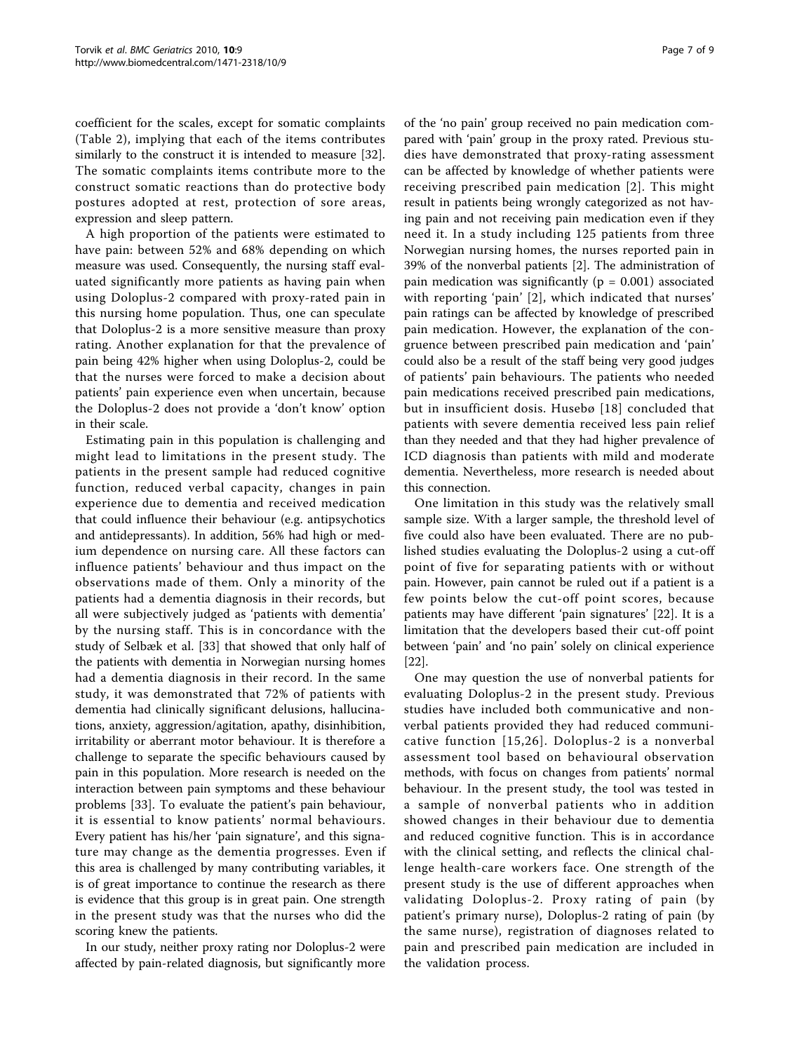coefficient for the scales, except for somatic complaints (Table 2), implying that each of the items contributes similarly to the construct it is intended to measure [32]. The somatic complaints items contribute more to the construct somatic reactions than do protective body postures adopted at rest, protection of sore areas, expression and sleep pattern.

A high proportion of the patients were estimated to have pain: between 52% and 68% depending on which measure was used. Consequently, the nursing staff evaluated significantly more patients as having pain when using Doloplus-2 compared with proxy-rated pain in this nursing home population. Thus, one can speculate that Doloplus-2 is a more sensitive measure than proxy rating. Another explanation for that the prevalence of pain being 42% higher when using Doloplus-2, could be that the nurses were forced to make a decision about patients' pain experience even when uncertain, because the Doloplus-2 does not provide a 'don't know' option in their scale.

Estimating pain in this population is challenging and might lead to limitations in the present study. The patients in the present sample had reduced cognitive function, reduced verbal capacity, changes in pain experience due to dementia and received medication that could influence their behaviour (e.g. antipsychotics and antidepressants). In addition, 56% had high or medium dependence on nursing care. All these factors can influence patients' behaviour and thus impact on the observations made of them. Only a minority of the patients had a dementia diagnosis in their records, but all were subjectively judged as 'patients with dementia' by the nursing staff. This is in concordance with the study of Selbæk et al. [33] that showed that only half of the patients with dementia in Norwegian nursing homes had a dementia diagnosis in their record. In the same study, it was demonstrated that 72% of patients with dementia had clinically significant delusions, hallucinations, anxiety, aggression/agitation, apathy, disinhibition, irritability or aberrant motor behaviour. It is therefore a challenge to separate the specific behaviours caused by pain in this population. More research is needed on the interaction between pain symptoms and these behaviour problems [33]. To evaluate the patient's pain behaviour, it is essential to know patients' normal behaviours. Every patient has his/her 'pain signature', and this signature may change as the dementia progresses. Even if this area is challenged by many contributing variables, it is of great importance to continue the research as there is evidence that this group is in great pain. One strength in the present study was that the nurses who did the scoring knew the patients.

In our study, neither proxy rating nor Doloplus-2 were affected by pain-related diagnosis, but significantly more of the 'no pain' group received no pain medication compared with 'pain' group in the proxy rated. Previous studies have demonstrated that proxy-rating assessment can be affected by knowledge of whether patients were receiving prescribed pain medication [2]. This might result in patients being wrongly categorized as not having pain and not receiving pain medication even if they need it. In a study including 125 patients from three Norwegian nursing homes, the nurses reported pain in 39% of the nonverbal patients [2]. The administration of pain medication was significantly ($p = 0.001$) associated with reporting 'pain' [2], which indicated that nurses' pain ratings can be affected by knowledge of prescribed pain medication. However, the explanation of the congruence between prescribed pain medication and 'pain' could also be a result of the staff being very good judges of patients' pain behaviours. The patients who needed pain medications received prescribed pain medications, but in insufficient dosis. Husebø [18] concluded that patients with severe dementia received less pain relief than they needed and that they had higher prevalence of ICD diagnosis than patients with mild and moderate dementia. Nevertheless, more research is needed about this connection.

One limitation in this study was the relatively small sample size. With a larger sample, the threshold level of five could also have been evaluated. There are no published studies evaluating the Doloplus-2 using a cut-off point of five for separating patients with or without pain. However, pain cannot be ruled out if a patient is a few points below the cut-off point scores, because patients may have different 'pain signatures' [22]. It is a limitation that the developers based their cut-off point between 'pain' and 'no pain' solely on clinical experience [22].

One may question the use of nonverbal patients for evaluating Doloplus-2 in the present study. Previous studies have included both communicative and nonverbal patients provided they had reduced communicative function [15,26]. Doloplus-2 is a nonverbal assessment tool based on behavioural observation methods, with focus on changes from patients' normal behaviour. In the present study, the tool was tested in a sample of nonverbal patients who in addition showed changes in their behaviour due to dementia and reduced cognitive function. This is in accordance with the clinical setting, and reflects the clinical challenge health-care workers face. One strength of the present study is the use of different approaches when validating Doloplus-2. Proxy rating of pain (by patient's primary nurse), Doloplus-2 rating of pain (by the same nurse), registration of diagnoses related to pain and prescribed pain medication are included in the validation process.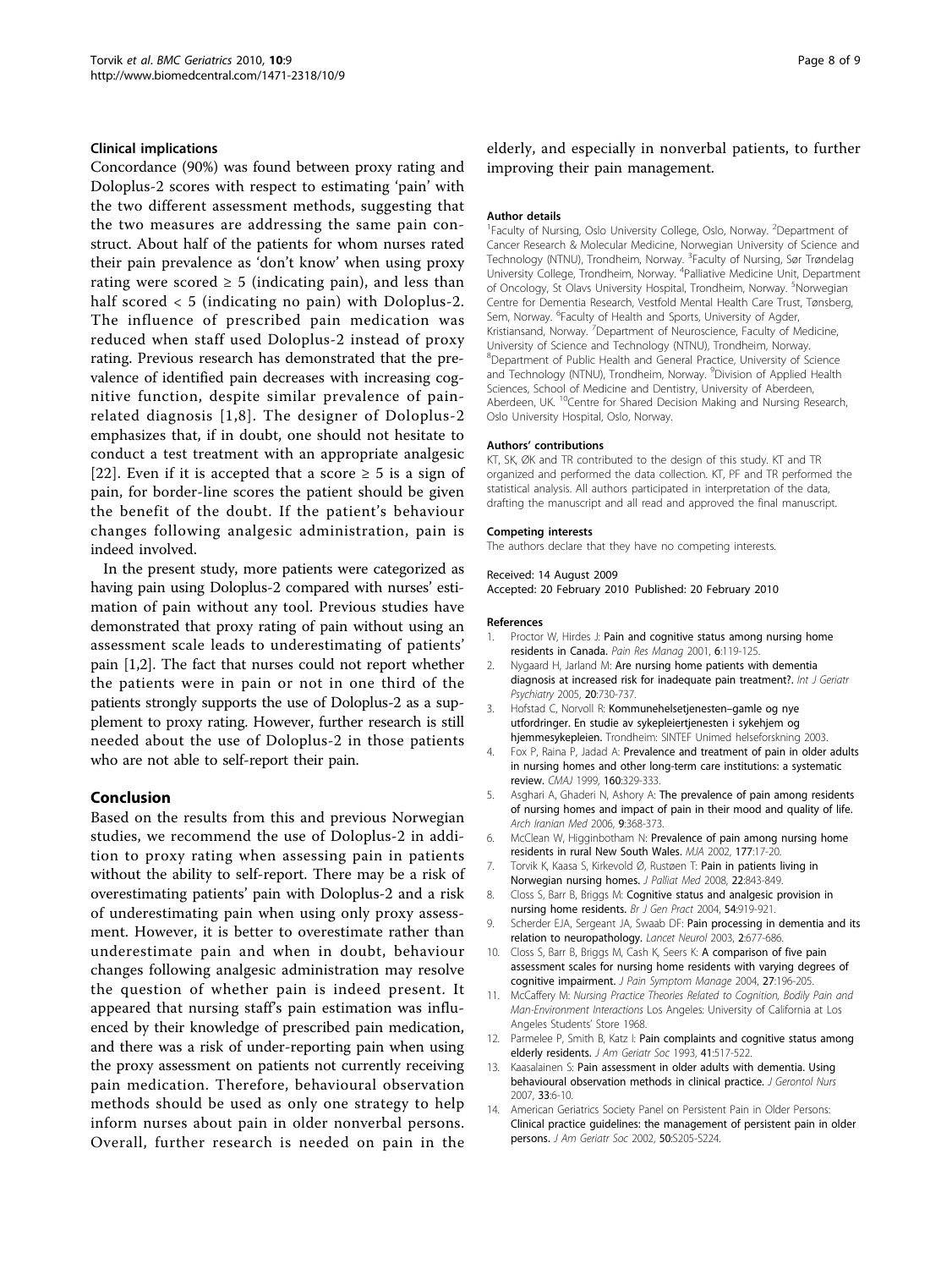### Clinical implications

Concordance (90%) was found between proxy rating and Doloplus-2 scores with respect to estimating 'pain' with the two different assessment methods, suggesting that the two measures are addressing the same pain construct. About half of the patients for whom nurses rated their pain prevalence as 'don't know' when using proxy rating were scored ≥ 5 (indicating pain), and less than half scored < 5 (indicating no pain) with Doloplus-2. The influence of prescribed pain medication was reduced when staff used Doloplus-2 instead of proxy rating. Previous research has demonstrated that the prevalence of identified pain decreases with increasing cognitive function, despite similar prevalence of pain-related diagnosis [1,8]. The designer of Doloplus-2 emphasizes that, if in doubt, one should not hesitate to conduct a test treatment with an appropriate analgesic [22]. Even if it is accepted that a score ≥ 5 is a sign of pain, for border-line scores the patient should be given the benefit of the doubt. If the patient's behaviour changes following analgesic administration, pain is indeed involved.

In the present study, more patients were categorized as having pain using Doloplus-2 compared with nurses' estimation of pain without any tool. Previous studies have demonstrated that proxy rating of pain without using an assessment scale leads to underestimating of patients' pain [1,2]. The fact that nurses could not report whether the patients were in pain or not in one third of the patients strongly supports the use of Doloplus-2 as a supplement to proxy rating. However, further research is still needed about the use of Doloplus-2 in those patients who are not able to self-report their pain.

## Conclusion

Based on the results from this and previous Norwegian studies, we recommend the use of Doloplus-2 in addition to proxy rating when assessing pain in patients without the ability to self-report. There may be a risk of overestimating patients' pain with Doloplus-2 and a risk of underestimating pain when using only proxy assessment. However, it is better to overestimate rather than underestimate pain and when in doubt, behaviour changes following analgesic administration may resolve the question of whether pain is indeed present. It appeared that nursing staff's pain estimation was influenced by their knowledge of prescribed pain medication, and there was a risk of under-reporting pain when using the proxy assessment on patients not currently receiving pain medication. Therefore, behavioural observation methods should be used as only one strategy to help inform nurses about pain in older nonverbal persons. Overall, further research is needed on pain in the elderly, and especially in nonverbal patients, to further improving their pain management.

#### Author details

[1]Faculty of Nursing, Oslo University College, Oslo, Norway. [2]Department of Cancer Research & Molecular Medicine, Norwegian University of Science and Technology (NTNU), Trondheim, Norway. [3]Faculty of Nursing, Sør Trøndelag University College, Trondheim, Norway. [4]Palliative Medicine Unit, Department of Oncology, St Olavs University Hospital, Trondheim, Norway. [5]Norwegian Centre for Dementia Research, Vestfold Mental Health Care Trust, Tønsberg, Sem, Norway. [6]Faculty of Health and Sports, University of Agder, Kristiansand, Norway. [7]Department of Neuroscience, Faculty of Medicine, University of Science and Technology (NTNU), Trondheim, Norway. [8]Department of Public Health and General Practice, University of Science and Technology (NTNU), Trondheim, Norway. [9]Division of Applied Health Sciences, School of Medicine and Dentistry, University of Aberdeen, Aberdeen, UK. [10]Centre for Shared Decision Making and Nursing Research, Oslo University Hospital, Oslo, Norway.

#### Authors' contributions

KT, SK, ØK and TR contributed to the design of this study. KT and TR organized and performed the data collection. KT, PF and TR performed the statistical analysis. All authors participated in interpretation of the data, drafting the manuscript and all read and approved the final manuscript.

#### Competing interests

The authors declare that they have no competing interests.

Received: 14 August 2009
Accepted: 20 February 2010 Published: 20 February 2010

#### References

1. Proctor W, Hirdes J: **Pain and cognitive status among nursing home residents in Canada.** *Pain Res Manag* 2001, **6**:119-125.
2. Nygaard H, Jarland M: **Are nursing home patients with dementia diagnosis at increased risk for inadequate pain treatment?.** *Int J Geriatr Psychiatry* 2005, **20**:730-737.
3. Hofstad C, Norvoll R: **Kommunehelsetjenesten–gamle og nye utfordringer. En studie av sykepleiertjenesten i sykehjem og hjemmesykepleien.** Trondheim: SINTEF Unimed helseforskning 2003.
4. Fox P, Raina P, Jadad A: **Prevalence and treatment of pain in older adults in nursing homes and other long-term care institutions: a systematic review.** *CMAJ* 1999, **160**:329-333.
5. Asghari A, Ghaderi N, Ashory A: **The prevalence of pain among residents of nursing homes and impact of pain in their mood and quality of life.** *Arch Iranian Med* 2006, **9**:368-373.
6. McClean W, Higginbotham N: **Prevalence of pain among nursing home residents in rural New South Wales.** *MJA* 2002, **177**:17-20.
7. Torvik K, Kaasa S, Kirkevold Ø, Rustøen T: **Pain in patients living in Norwegian nursing homes.** *J Palliat Med* 2008, **22**:843-849.
8. Closs S, Barr B, Briggs M: **Cognitive status and analgesic provision in nursing home residents.** *Br J Gen Pract* 2004, **54**:919-921.
9. Scherder EJA, Sergeant JA, Swaab DF: **Pain processing in dementia and its relation to neuropathology.** *Lancet Neurol* 2003, **2**:677-686.
10. Closs S, Barr B, Briggs M, Cash K, Seers K: **A comparison of five pain assessment scales for nursing home residents with varying degrees of cognitive impairment.** *J Pain Symptom Manage* 2004, **27**:196-205.
11. McCaffery M: *Nursing Practice Theories Related to Cognition, Bodily Pain and Man-Environment Interactions* Los Angeles: University of California at Los Angeles Students' Store 1968.
12. Parmelee P, Smith B, Katz I: **Pain complaints and cognitive status among elderly residents.** *J Am Geriatr Soc* 1993, **41**:517-522.
13. Kaasalainen S: **Pain assessment in older adults with dementia. Using behavioural observation methods in clinical practice.** *J Gerontol Nurs* 2007, **33**:6-10.
14. American Geriatrics Society Panel on Persistent Pain in Older Persons: **Clinical practice guidelines: the management of persistent pain in older persons.** *J Am Geriatr Soc* 2002, **50**:S205-S224.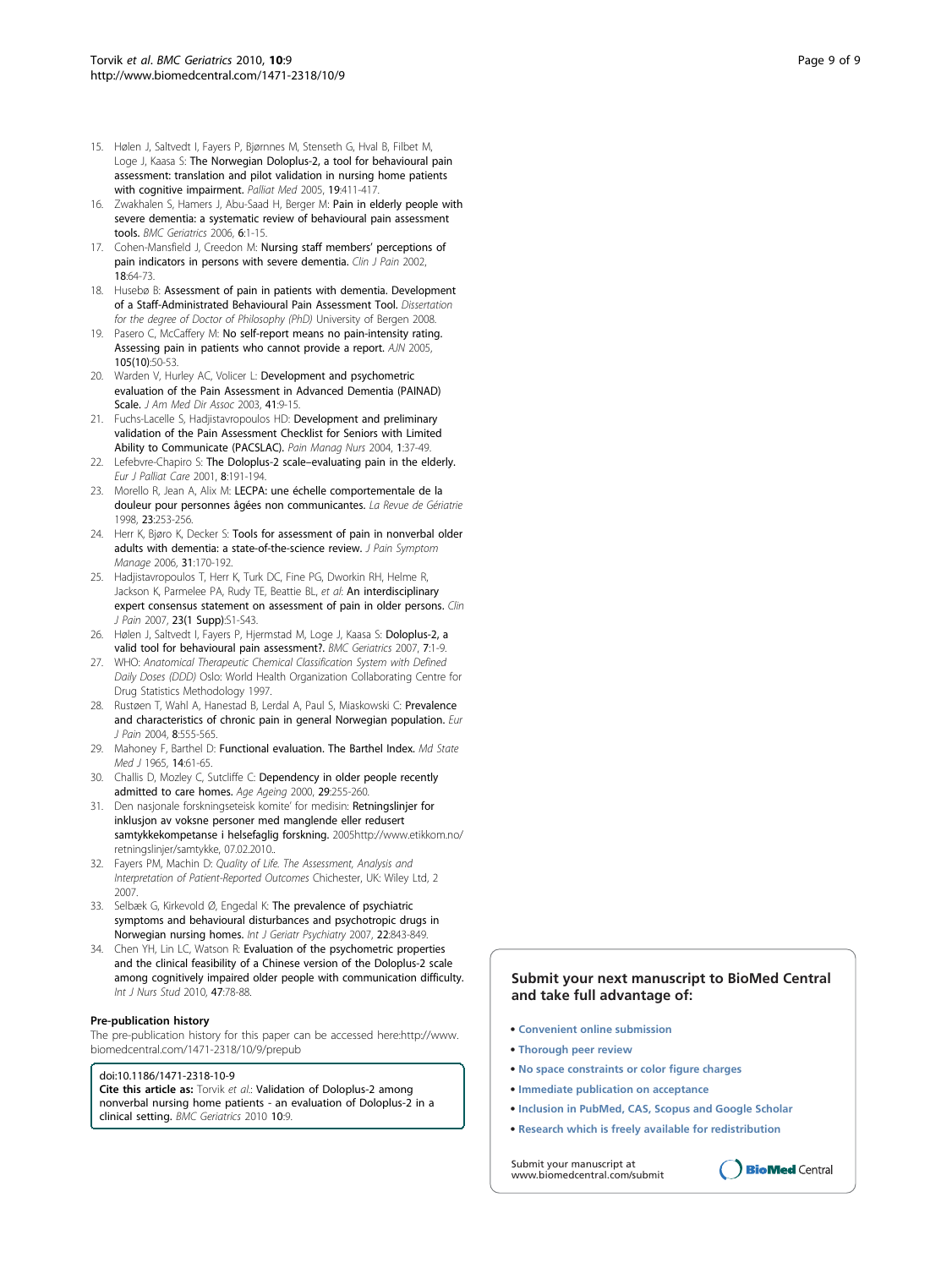15. Hølen J, Saltvedt I, Fayers P, Bjørnnes M, Stenseth G, Hval B, Filbet M, Loge J, Kaasa S: **The Norwegian Doloplus-2, a tool for behavioural pain assessment: translation and pilot validation in nursing home patients with cognitive impairment.** *Palliat Med* 2005, **19**:411-417.
16. Zwakhalen S, Hamers J, Abu-Saad H, Berger M: **Pain in elderly people with severe dementia: a systematic review of behavioural pain assessment tools.** *BMC Geriatrics* 2006, **6**:1-15.
17. Cohen-Mansfield J, Creedon M: **Nursing staff members' perceptions of pain indicators in persons with severe dementia.** *Clin J Pain* 2002, **18**:64-73.
18. Husebø B: **Assessment of pain in patients with dementia. Development of a Staff-Administrated Behavioural Pain Assessment Tool.** *Dissertation for the degree of Doctor of Philosophy (PhD)* University of Bergen 2008.
19. Pasero C, McCaffery M: **No self-report means no pain-intensity rating. Assessing pain in patients who cannot provide a report.** *AJN* 2005, **105(10)**:50-53.
20. Warden V, Hurley AC, Volicer L: **Development and psychometric evaluation of the Pain Assessment in Advanced Dementia (PAINAD) Scale.** *J Am Med Dir Assoc* 2003, **41**:9-15.
21. Fuchs-Lacelle S, Hadjistavropoulos HD: **Development and preliminary validation of the Pain Assessment Checklist for Seniors with Limited Ability to Communicate (PACSLAC).** *Pain Manag Nurs* 2004, **1**:37-49.
22. Lefebvre-Chapiro S: **The Doloplus-2 scale–evaluating pain in the elderly.** *Eur J Palliat Care* 2001, **8**:191-194.
23. Morello R, Jean A, Alix M: **LECPA: une échelle comportementale de la douleur pour personnes âgées non communicantes.** *La Revue de Gériatrie* 1998, **23**:253-256.
24. Herr K, Bjøro K, Decker S: **Tools for assessment of pain in nonverbal older adults with dementia: a state-of-the-science review.** *J Pain Symptom Manage* 2006, **31**:170-192.
25. Hadjistavropoulos T, Herr K, Turk DC, Fine PG, Dworkin RH, Helme R, Jackson K, Parmelee PA, Rudy TE, Beattie BL, *et al*: **An interdisciplinary expert consensus statement on assessment of pain in older persons.** *Clin J Pain* 2007, **23(1 Supp)**:S1-S43.
26. Hølen J, Saltvedt I, Fayers P, Hjermstad M, Loge J, Kaasa S: **Doloplus-2, a valid tool for behavioural pain assessment?.** *BMC Geriatrics* 2007, **7**:1-9.
27. WHO: *Anatomical Therapeutic Chemical Classification System with Defined Daily Doses (DDD)* Oslo: World Health Organization Collaborating Centre for Drug Statistics Methodology 1997.
28. Rustøen T, Wahl A, Hanestad B, Lerdal A, Paul S, Miaskowski C: **Prevalence and characteristics of chronic pain in general Norwegian population.** *Eur J Pain* 2004, **8**:555-565.
29. Mahoney F, Barthel D: **Functional evaluation. The Barthel Index.** *Md State Med J* 1965, **14**:61-65.
30. Challis D, Mozley C, Sutcliffe C: **Dependency in older people recently admitted to care homes.** *Age Ageing* 2000, **29**:255-260.
31. Den nasjonale forskningsetisek komite' for medisin: **Retningslinjer for inklusjon av voksne personer med manglende eller redusert samtykkekompetanse i helsefaglig forskning.** 2005http://www.etikkom.no/retningslinjer/samtykke, 07.02.2010..
32. Fayers PM, Machin D: *Quality of Life. The Assessment, Analysis and Interpretation of Patient-Reported Outcomes* Chichester, UK: Wiley Ltd, 2 2007.
33. Selbæk G, Kirkevold Ø, Engedal K: **The prevalence of psychiatric symptoms and behavioural disturbances and psychotropic drugs in Norwegian nursing homes.** *Int J Geriatr Psychiatry* 2007, **22**:843-849.
34. Chen YH, Lin LC, Watson R: **Evaluation of the psychometric properties and the clinical feasibility of a Chinese version of the Doloplus-2 scale among cognitively impaired older people with communication difficulty.** *Int J Nurs Stud* 2010, **47**:78-88.

### Pre-publication history

The pre-publication history for this paper can be accessed here:http://www.biomedcentral.com/1471-2318/10/9/prepub

doi:10.1186/1471-2318-10-9

**Cite this article as:** Torvik *et al.*: Validation of Doloplus-2 among nonverbal nursing home patients - an evaluation of Doloplus-2 in a clinical setting. *BMC Geriatrics* 2010 **10**:9.

**Submit your next manuscript to BioMed Central and take full advantage of:**

- **Convenient online submission**
- **Thorough peer review**
- **No space constraints or color figure charges**
- **Immediate publication on acceptance**
- **Inclusion in PubMed, CAS, Scopus and Google Scholar**
- **Research which is freely available for redistribution**

Submit your manuscript at
www.biomedcentral.com/submit

BioMed Central